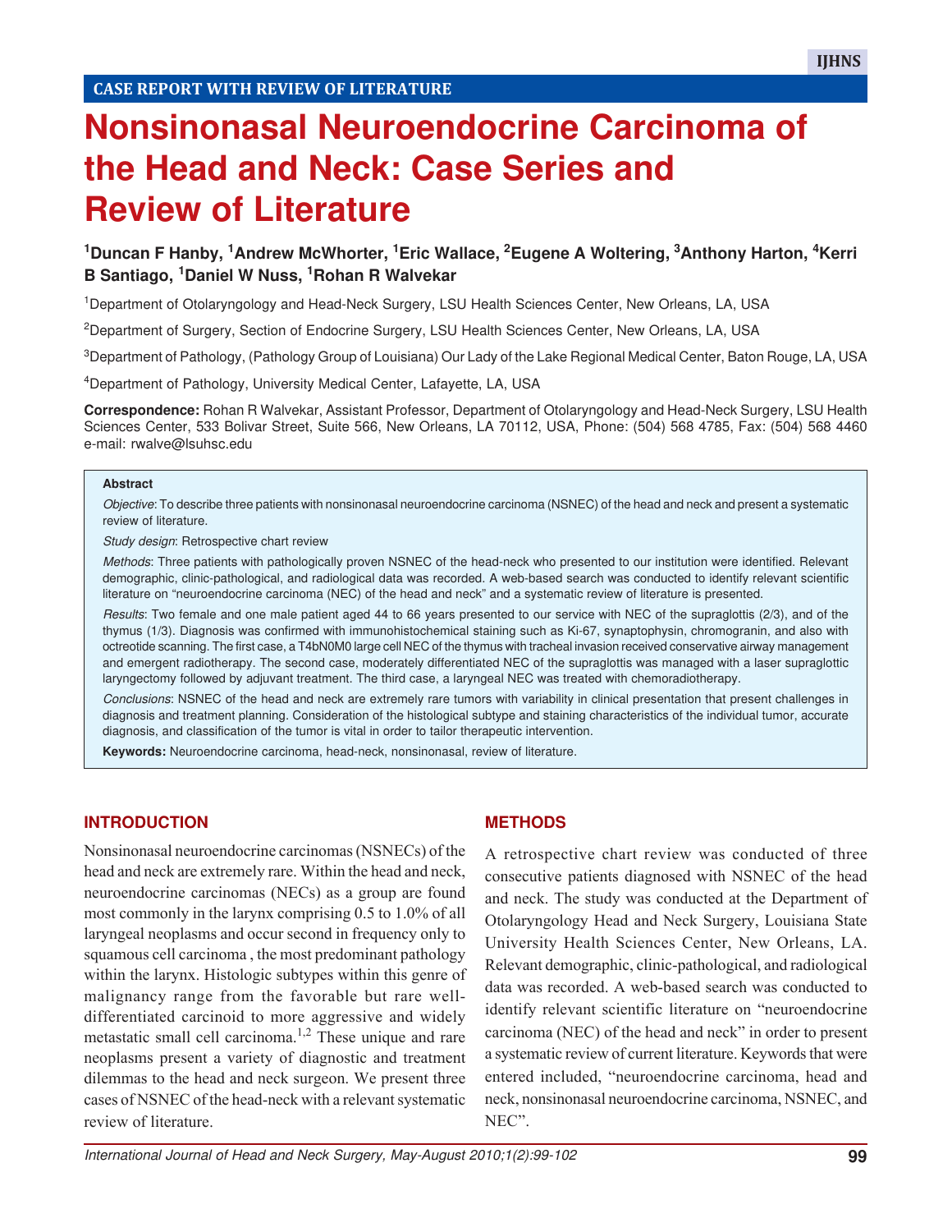CASE REPORT WITH REVIEW OF LITERATURE

# Nonsinonasal Neuroendocrine Carcinoma of the Head and Neck: Case Series and Review of Literature

[1]Duncan F Hanby, [1]Andrew McWhorter, [1]Eric Wallace, [2]Eugene A Woltering, [3]Anthony Harton, [4]Kerri B Santiago, [1]Daniel W Nuss, [1]Rohan R Walvekar

[1]Department of Otolaryngology and Head-Neck Surgery, LSU Health Sciences Center, New Orleans, LA, USA

[2]Department of Surgery, Section of Endocrine Surgery, LSU Health Sciences Center, New Orleans, LA, USA

[3]Department of Pathology, (Pathology Group of Louisiana) Our Lady of the Lake Regional Medical Center, Baton Rouge, LA, USA

[4]Department of Pathology, University Medical Center, Lafayette, LA, USA

**Correspondence:** Rohan R Walvekar, Assistant Professor, Department of Otolaryngology and Head-Neck Surgery, LSU Health Sciences Center, 533 Bolivar Street, Suite 566, New Orleans, LA 70112, USA, Phone: (504) 568 4785, Fax: (504) 568 4460 e-mail: rwalve@lsuhsc.edu

**Abstract**

*Objective*: To describe three patients with nonsinonasal neuroendocrine carcinoma (NSNEC) of the head and neck and present a systematic review of literature.

*Study design*: Retrospective chart review

*Methods*: Three patients with pathologically proven NSNEC of the head-neck who presented to our institution were identified. Relevant demographic, clinic-pathological, and radiological data was recorded. A web-based search was conducted to identify relevant scientific literature on "neuroendocrine carcinoma (NEC) of the head and neck" and a systematic review of literature is presented.

*Results*: Two female and one male patient aged 44 to 66 years presented to our service with NEC of the supraglottis (2/3), and of the thymus (1/3). Diagnosis was confirmed with immunohistochemical staining such as Ki-67, synaptophysin, chromogranin, and also with octreotide scanning. The first case, a T4bN0M0 large cell NEC of the thymus with tracheal invasion received conservative airway management and emergent radiotherapy. The second case, moderately differentiated NEC of the supraglottis was managed with a laser supraglottic laryngectomy followed by adjuvant treatment. The third case, a laryngeal NEC was treated with chemoradiotherapy.

*Conclusions*: NSNEC of the head and neck are extremely rare tumors with variability in clinical presentation that present challenges in diagnosis and treatment planning. Consideration of the histological subtype and staining characteristics of the individual tumor, accurate diagnosis, and classification of the tumor is vital in order to tailor therapeutic intervention.

**Keywords:** Neuroendocrine carcinoma, head-neck, nonsinonasal, review of literature.

## INTRODUCTION

Nonsinonasal neuroendocrine carcinomas (NSNECs) of the head and neck are extremely rare. Within the head and neck, neuroendocrine carcinomas (NECs) as a group are found most commonly in the larynx comprising 0.5 to 1.0% of all laryngeal neoplasms and occur second in frequency only to squamous cell carcinoma , the most predominant pathology within the larynx. Histologic subtypes within this genre of malignancy range from the favorable but rare well-differentiated carcinoid to more aggressive and widely metastatic small cell carcinoma.[1,2] These unique and rare neoplasms present a variety of diagnostic and treatment dilemmas to the head and neck surgeon. We present three cases of NSNEC of the head-neck with a relevant systematic review of literature.

## METHODS

A retrospective chart review was conducted of three consecutive patients diagnosed with NSNEC of the head and neck. The study was conducted at the Department of Otolaryngology Head and Neck Surgery, Louisiana State University Health Sciences Center, New Orleans, LA. Relevant demographic, clinic-pathological, and radiological data was recorded. A web-based search was conducted to identify relevant scientific literature on "neuroendocrine carcinoma (NEC) of the head and neck" in order to present a systematic review of current literature. Keywords that were entered included, "neuroendocrine carcinoma, head and neck, nonsinonasal neuroendocrine carcinoma, NSNEC, and NEC".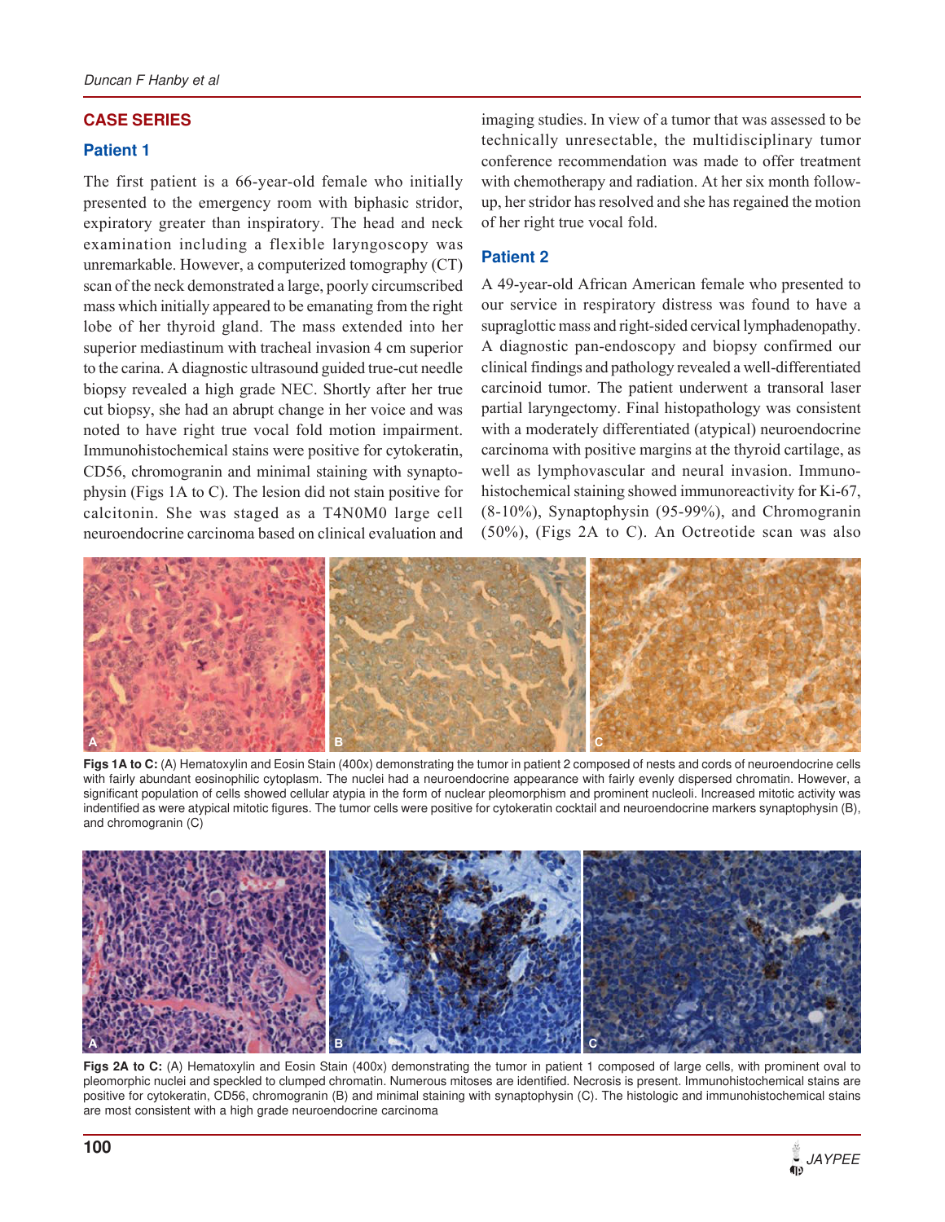## CASE SERIES

### Patient 1

The first patient is a 66-year-old female who initially presented to the emergency room with biphasic stridor, expiratory greater than inspiratory. The head and neck examination including a flexible laryngoscopy was unremarkable. However, a computerized tomography (CT) scan of the neck demonstrated a large, poorly circumscribed mass which initially appeared to be emanating from the right lobe of her thyroid gland. The mass extended into her superior mediastinum with tracheal invasion 4 cm superior to the carina. A diagnostic ultrasound guided true-cut needle biopsy revealed a high grade NEC. Shortly after her true cut biopsy, she had an abrupt change in her voice and was noted to have right true vocal fold motion impairment. Immunohistochemical stains were positive for cytokeratin, CD56, chromogranin and minimal staining with synaptophysin (Figs 1A to C). The lesion did not stain positive for calcitonin. She was staged as a T4N0M0 large cell neuroendocrine carcinoma based on clinical evaluation and imaging studies. In view of a tumor that was assessed to be technically unresectable, the multidisciplinary tumor conference recommendation was made to offer treatment with chemotherapy and radiation. At her six month follow-up, her stridor has resolved and she has regained the motion of her right true vocal fold.

### Patient 2

A 49-year-old African American female who presented to our service in respiratory distress was found to have a supraglottic mass and right-sided cervical lymphadenopathy. A diagnostic pan-endoscopy and biopsy confirmed our clinical findings and pathology revealed a well-differentiated carcinoid tumor. The patient underwent a transoral laser partial laryngectomy. Final histopathology was consistent with a moderately differentiated (atypical) neuroendocrine carcinoma with positive margins at the thyroid cartilage, as well as lymphovascular and neural invasion. Immunohistochemical staining showed immunoreactivity for Ki-67, (8-10%), Synaptophysin (95-99%), and Chromogranin (50%), (Figs 2A to C). An Octreotide scan was also

**Figs 1A to C:** (A) Hematoxylin and Eosin Stain (400x) demonstrating the tumor in patient 2 composed of nests and cords of neuroendocrine cells with fairly abundant eosinophilic cytoplasm. The nuclei had a neuroendocrine appearance with fairly evenly dispersed chromatin. However, a significant population of cells showed cellular atypia in the form of nuclear pleomorphism and prominent nucleoli. Increased mitotic activity was indentified as were atypical mitotic figures. The tumor cells were positive for cytokeratin cocktail and neuroendocrine markers synaptophysin (B), and chromogranin (C)

**Figs 2A to C:** (A) Hematoxylin and Eosin Stain (400x) demonstrating the tumor in patient 1 composed of large cells, with prominent oval to pleomorphic nuclei and speckled to clumped chromatin. Numerous mitoses are identified. Necrosis is present. Immunohistochemical stains are positive for cytokeratin, CD56, chromogranin (B) and minimal staining with synaptophysin (C). The histologic and immunohistochemical stains are most consistent with a high grade neuroendocrine carcinoma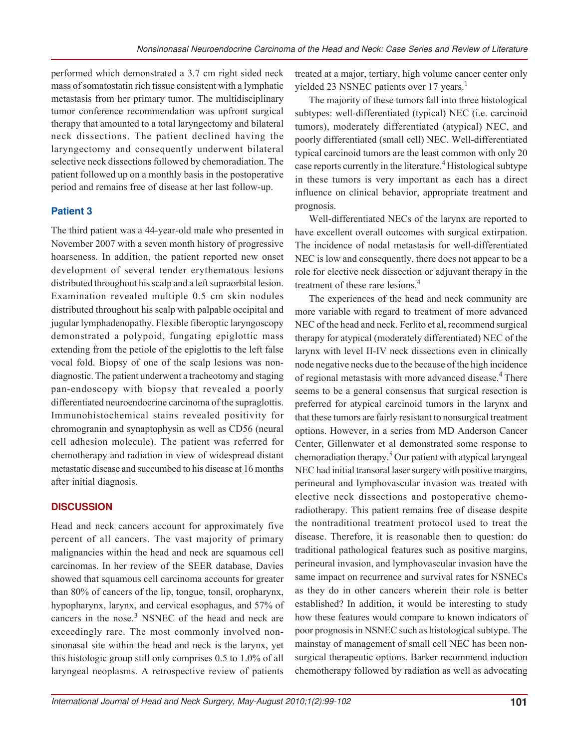performed which demonstrated a 3.7 cm right sided neck mass of somatostatin rich tissue consistent with a lymphatic metastasis from her primary tumor. The multidisciplinary tumor conference recommendation was upfront surgical therapy that amounted to a total laryngectomy and bilateral neck dissections. The patient declined having the laryngectomy and consequently underwent bilateral selective neck dissections followed by chemoradiation. The patient followed up on a monthly basis in the postoperative period and remains free of disease at her last follow-up.

### Patient 3

The third patient was a 44-year-old male who presented in November 2007 with a seven month history of progressive hoarseness. In addition, the patient reported new onset development of several tender erythematous lesions distributed throughout his scalp and a left supraorbital lesion. Examination revealed multiple 0.5 cm skin nodules distributed throughout his scalp with palpable occipital and jugular lymphadenopathy. Flexible fiberoptic laryngoscopy demonstrated a polypoid, fungating epiglottic mass extending from the petiole of the epiglottis to the left false vocal fold. Biopsy of one of the scalp lesions was non-diagnostic. The patient underwent a tracheotomy and staging pan-endoscopy with biopsy that revealed a poorly differentiated neuroendocrine carcinoma of the supraglottis. Immunohistochemical stains revealed positivity for chromogranin and synaptophysin as well as CD56 (neural cell adhesion molecule). The patient was referred for chemotherapy and radiation in view of widespread distant metastatic disease and succumbed to his disease at 16 months after initial diagnosis.

## DISCUSSION

Head and neck cancers account for approximately five percent of all cancers. The vast majority of primary malignancies within the head and neck are squamous cell carcinomas. In her review of the SEER database, Davies showed that squamous cell carcinoma accounts for greater than 80% of cancers of the lip, tongue, tonsil, oropharynx, hypopharynx, larynx, and cervical esophagus, and 57% of cancers in the nose.[3] NSNEC of the head and neck are exceedingly rare. The most commonly involved non-sinonasal site within the head and neck is the larynx, yet this histologic group still only comprises 0.5 to 1.0% of all laryngeal neoplasms. A retrospective review of patients treated at a major, tertiary, high volume cancer center only yielded 23 NSNEC patients over 17 years.[1]

The majority of these tumors fall into three histological subtypes: well-differentiated (typical) NEC (i.e. carcinoid tumors), moderately differentiated (atypical) NEC, and poorly differentiated (small cell) NEC. Well-differentiated typical carcinoid tumors are the least common with only 20 case reports currently in the literature.[4] Histological subtype in these tumors is very important as each has a direct influence on clinical behavior, appropriate treatment and prognosis.

Well-differentiated NECs of the larynx are reported to have excellent overall outcomes with surgical extirpation. The incidence of nodal metastasis for well-differentiated NEC is low and consequently, there does not appear to be a role for elective neck dissection or adjuvant therapy in the treatment of these rare lesions.[4]

The experiences of the head and neck community are more variable with regard to treatment of more advanced NEC of the head and neck. Ferlito et al, recommend surgical therapy for atypical (moderately differentiated) NEC of the larynx with level II-IV neck dissections even in clinically node negative necks due to the because of the high incidence of regional metastasis with more advanced disease.[4] There seems to be a general consensus that surgical resection is preferred for atypical carcinoid tumors in the larynx and that these tumors are fairly resistant to nonsurgical treatment options. However, in a series from MD Anderson Cancer Center, Gillenwater et al demonstrated some response to chemoradiation therapy.[5] Our patient with atypical laryngeal NEC had initial transoral laser surgery with positive margins, perineural and lymphovascular invasion was treated with elective neck dissections and postoperative chemoradiotherapy. This patient remains free of disease despite the nontraditional treatment protocol used to treat the disease. Therefore, it is reasonable then to question: do traditional pathological features such as positive margins, perineural invasion, and lymphovascular invasion have the same impact on recurrence and survival rates for NSNECs as they do in other cancers wherein their role is better established? In addition, it would be interesting to study how these features would compare to known indicators of poor prognosis in NSNEC such as histological subtype. The mainstay of management of small cell NEC has been nonsurgical therapeutic options. Barker recommend induction chemotherapy followed by radiation as well as advocating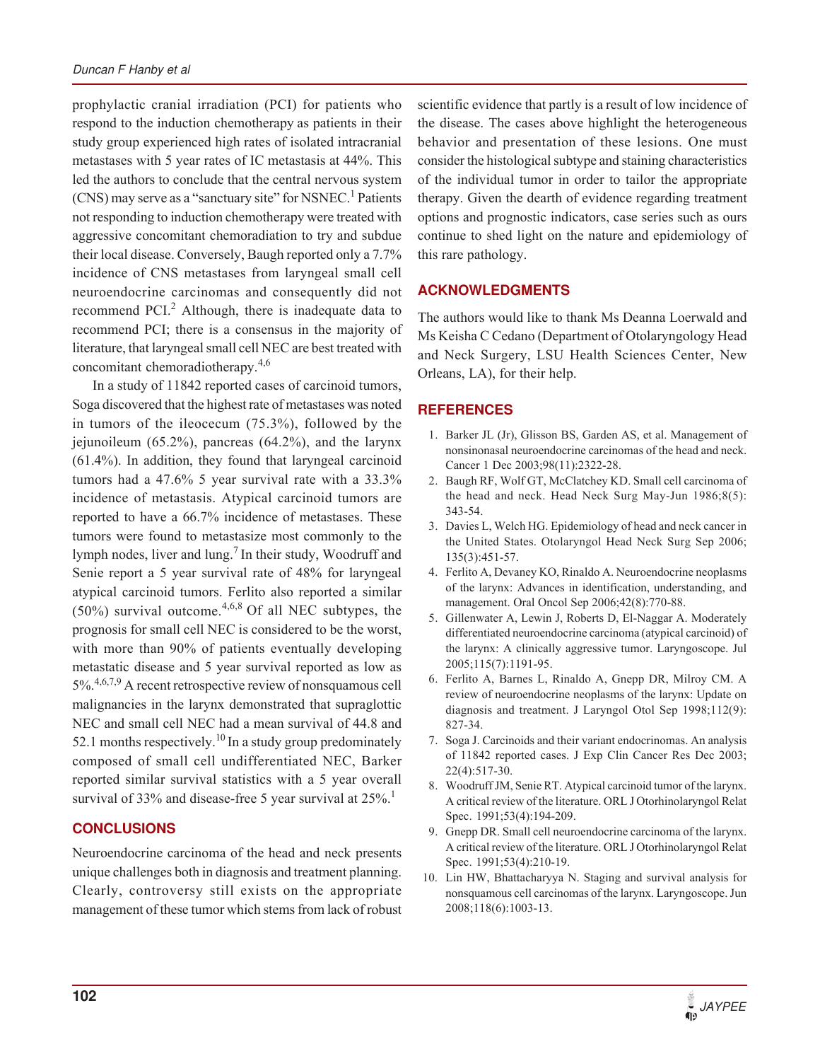prophylactic cranial irradiation (PCI) for patients who respond to the induction chemotherapy as patients in their study group experienced high rates of isolated intracranial metastases with 5 year rates of IC metastasis at 44%. This led the authors to conclude that the central nervous system (CNS) may serve as a "sanctuary site" for NSNEC.[1] Patients not responding to induction chemotherapy were treated with aggressive concomitant chemoradiation to try and subdue their local disease. Conversely, Baugh reported only a 7.7% incidence of CNS metastases from laryngeal small cell neuroendocrine carcinomas and consequently did not recommend PCI.[2] Although, there is inadequate data to recommend PCI; there is a consensus in the majority of literature, that laryngeal small cell NEC are best treated with concomitant chemoradiotherapy.[4,6]

In a study of 11842 reported cases of carcinoid tumors, Soga discovered that the highest rate of metastases was noted in tumors of the ileocecum (75.3%), followed by the jejunoileum (65.2%), pancreas (64.2%), and the larynx (61.4%). In addition, they found that laryngeal carcinoid tumors had a 47.6% 5 year survival rate with a 33.3% incidence of metastasis. Atypical carcinoid tumors are reported to have a 66.7% incidence of metastases. These tumors were found to metastasize most commonly to the lymph nodes, liver and lung.[7] In their study, Woodruff and Senie report a 5 year survival rate of 48% for laryngeal atypical carcinoid tumors. Ferlito also reported a similar (50%) survival outcome.[4,6,8] Of all NEC subtypes, the prognosis for small cell NEC is considered to be the worst, with more than 90% of patients eventually developing metastatic disease and 5 year survival reported as low as 5%.[4,6,7,9] A recent retrospective review of nonsquamous cell malignancies in the larynx demonstrated that supraglottic NEC and small cell NEC had a mean survival of 44.8 and 52.1 months respectively.[10] In a study group predominately composed of small cell undifferentiated NEC, Barker reported similar survival statistics with a 5 year overall survival of 33% and disease-free 5 year survival at 25%.[1]

## CONCLUSIONS

Neuroendocrine carcinoma of the head and neck presents unique challenges both in diagnosis and treatment planning. Clearly, controversy still exists on the appropriate management of these tumor which stems from lack of robust scientific evidence that partly is a result of low incidence of the disease. The cases above highlight the heterogeneous behavior and presentation of these lesions. One must consider the histological subtype and staining characteristics of the individual tumor in order to tailor the appropriate therapy. Given the dearth of evidence regarding treatment options and prognostic indicators, case series such as ours continue to shed light on the nature and epidemiology of this rare pathology.

## ACKNOWLEDGMENTS

The authors would like to thank Ms Deanna Loerwald and Ms Keisha C Cedano (Department of Otolaryngology Head and Neck Surgery, LSU Health Sciences Center, New Orleans, LA), for their help.

## REFERENCES

1. Barker JL (Jr), Glisson BS, Garden AS, et al. Management of nonsinonasal neuroendocrine carcinomas of the head and neck. Cancer 1 Dec 2003;98(11):2322-28.
2. Baugh RF, Wolf GT, McClatchey KD. Small cell carcinoma of the head and neck. Head Neck Surg May-Jun 1986;8(5): 343-54.
3. Davies L, Welch HG. Epidemiology of head and neck cancer in the United States. Otolaryngol Head Neck Surg Sep 2006; 135(3):451-57.
4. Ferlito A, Devaney KO, Rinaldo A. Neuroendocrine neoplasms of the larynx: Advances in identification, understanding, and management. Oral Oncol Sep 2006;42(8):770-88.
5. Gillenwater A, Lewin J, Roberts D, El-Naggar A. Moderately differentiated neuroendocrine carcinoma (atypical carcinoid) of the larynx: A clinically aggressive tumor. Laryngoscope. Jul 2005;115(7):1191-95.
6. Ferlito A, Barnes L, Rinaldo A, Gnepp DR, Milroy CM. A review of neuroendocrine neoplasms of the larynx: Update on diagnosis and treatment. J Laryngol Otol Sep 1998;112(9): 827-34.
7. Soga J. Carcinoids and their variant endocrinomas. An analysis of 11842 reported cases. J Exp Clin Cancer Res Dec 2003; 22(4):517-30.
8. Woodruff JM, Senie RT. Atypical carcinoid tumor of the larynx. A critical review of the literature. ORL J Otorhinolaryngol Relat Spec. 1991;53(4):194-209.
9. Gnepp DR. Small cell neuroendocrine carcinoma of the larynx. A critical review of the literature. ORL J Otorhinolaryngol Relat Spec. 1991;53(4):210-19.
10. Lin HW, Bhattacharyya N. Staging and survival analysis for nonsquamous cell carcinomas of the larynx. Laryngoscope. Jun 2008;118(6):1003-13.